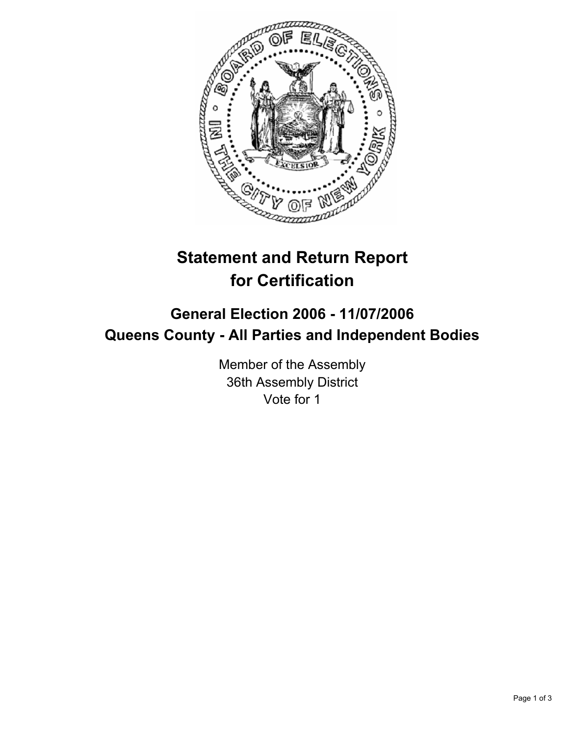# Statement and Return Report for Certification

## General Election 2006 - 11/07/2006
## Queens County - All Parties and Independent Bodies

Member of the Assembly
36th Assembly District
Vote for 1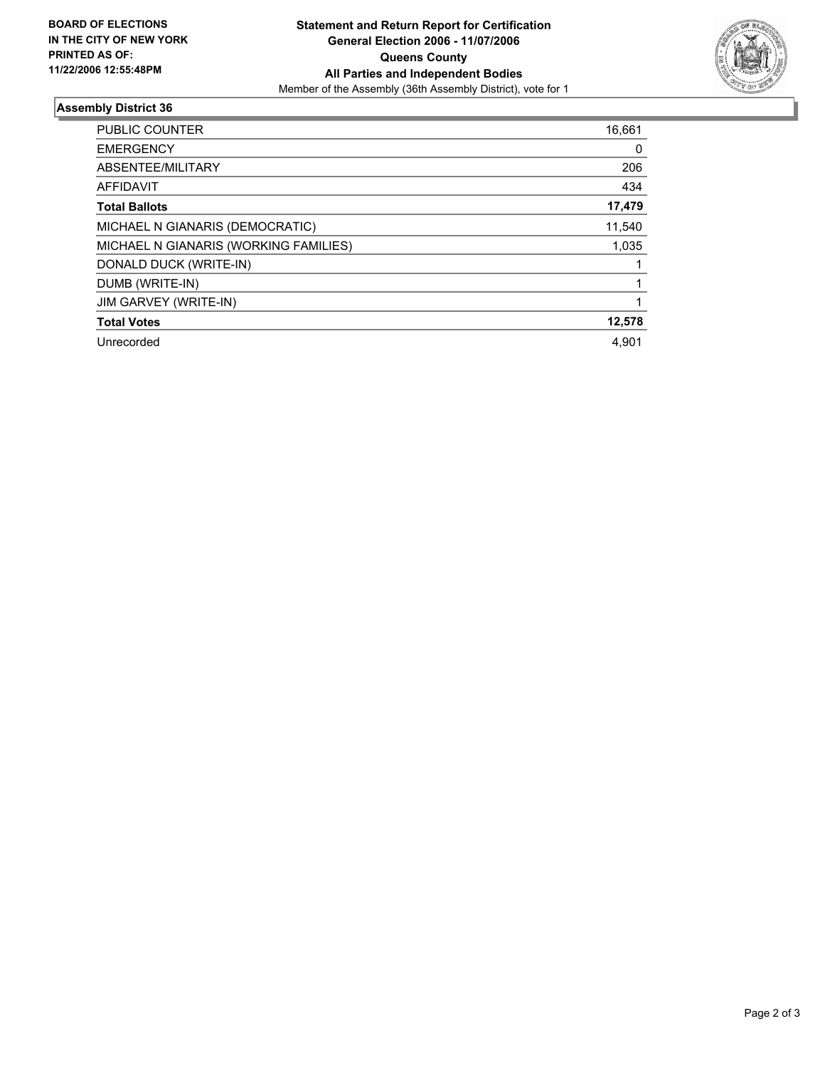**BOARD OF ELECTIONS IN THE CITY OF NEW YORK**
**PRINTED AS OF: 11/22/2006 12:55:48PM**

# Statement and Return Report for Certification
## General Election 2006 - 11/07/2006
## Queens County
## All Parties and Independent Bodies

Member of the Assembly (36th Assembly District), vote for 1

### Assembly District 36

| | |
|---|---:|
| PUBLIC COUNTER | 16,661 |
| EMERGENCY | 0 |
| ABSENTEE/MILITARY | 206 |
| AFFIDAVIT | 434 |
| **Total Ballots** | **17,479** |
| MICHAEL N GIANARIS (DEMOCRATIC) | 11,540 |
| MICHAEL N GIANARIS (WORKING FAMILIES) | 1,035 |
| DONALD DUCK (WRITE-IN) | 1 |
| DUMB (WRITE-IN) | 1 |
| JIM GARVEY (WRITE-IN) | 1 |
| **Total Votes** | **12,578** |
| Unrecorded | 4,901 |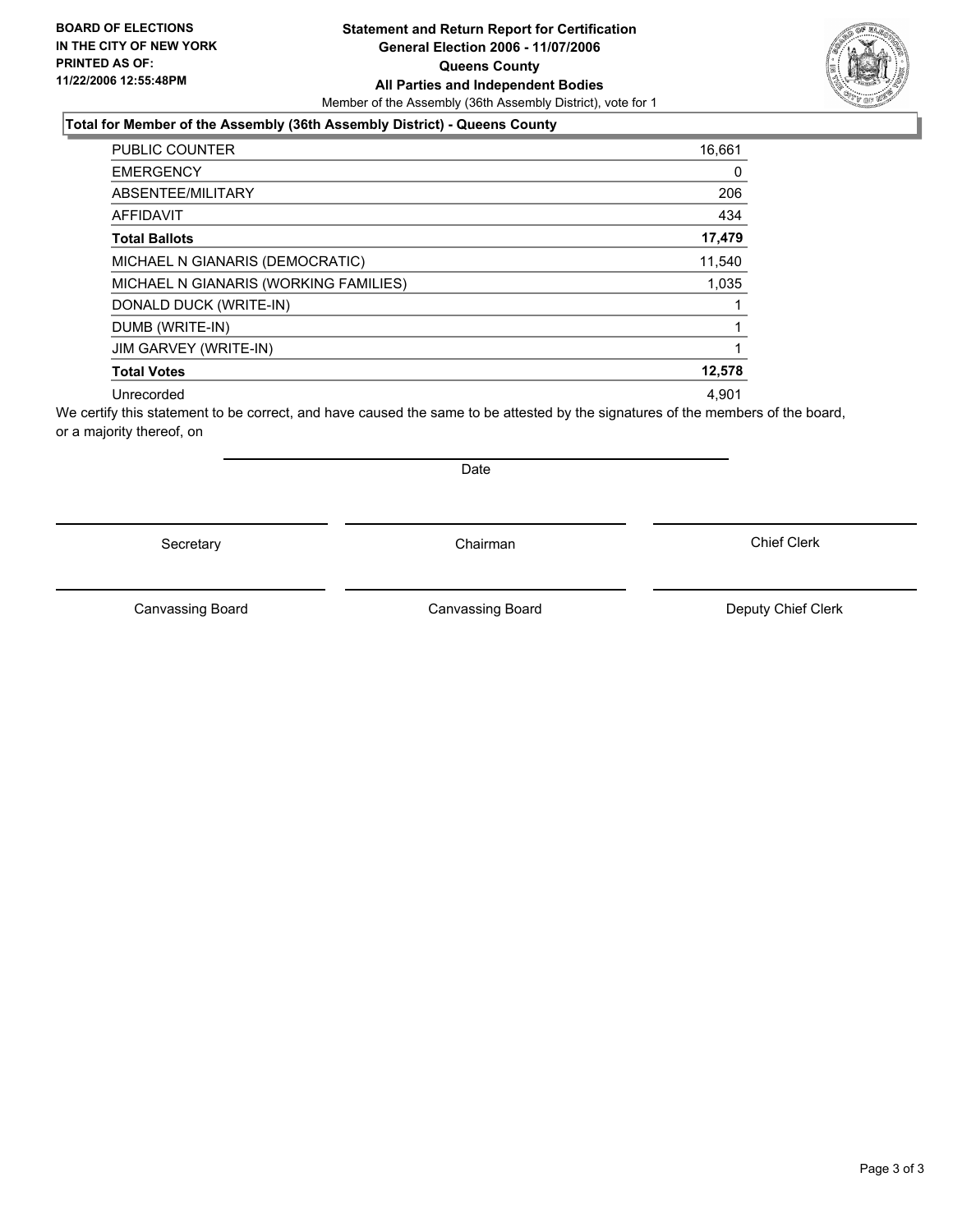**BOARD OF ELECTIONS IN THE CITY OF NEW YORK PRINTED AS OF: 11/22/2006 12:55:48PM**

**Statement and Return Report for Certification**
**General Election 2006 - 11/07/2006**
**Queens County**
**All Parties and Independent Bodies**
Member of the Assembly (36th Assembly District), vote for 1

**Total for Member of the Assembly (36th Assembly District) - Queens County**

| | |
|---|---|
| PUBLIC COUNTER | 16,661 |
| EMERGENCY | 0 |
| ABSENTEE/MILITARY | 206 |
| AFFIDAVIT | 434 |
| **Total Ballots** | **17,479** |
| MICHAEL N GIANARIS (DEMOCRATIC) | 11,540 |
| MICHAEL N GIANARIS (WORKING FAMILIES) | 1,035 |
| DONALD DUCK (WRITE-IN) | 1 |
| DUMB (WRITE-IN) | 1 |
| JIM GARVEY (WRITE-IN) | 1 |
| **Total Votes** | **12,578** |
| Unrecorded | 4,901 |

We certify this statement to be correct, and have caused the same to be attested by the signatures of the members of the board, or a majority thereof, on

Date

Secretary | Chairman | Chief Clerk

Canvassing Board | Canvassing Board | Deputy Chief Clerk